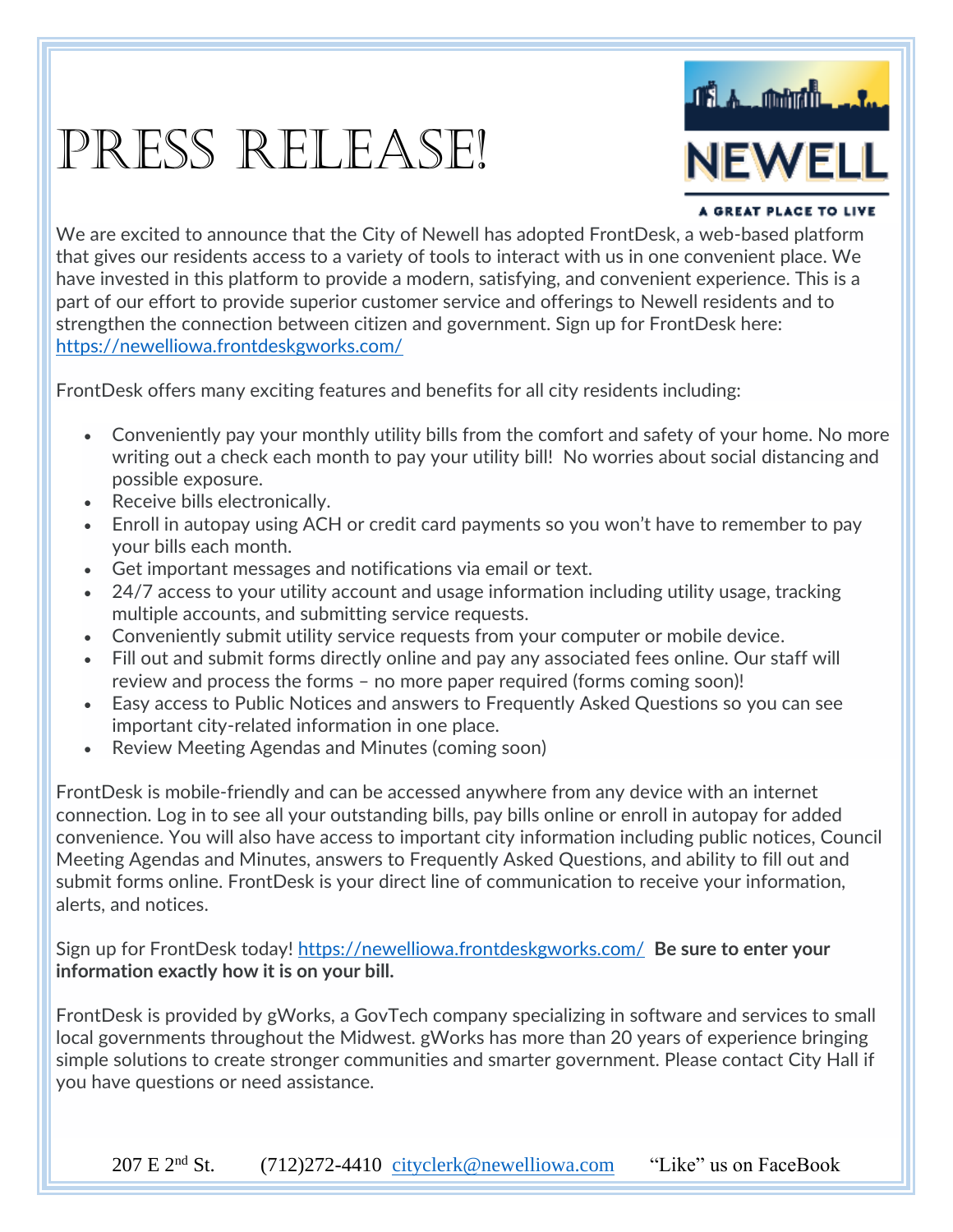# PRESS RELEASE!

NEWELL

A GREAT PLACE TO LIVE

We are excited to announce that the City of Newell has adopted FrontDesk, a web-based platform that gives our residents access to a variety of tools to interact with us in one convenient place. We have invested in this platform to provide a modern, satisfying, and convenient experience. This is a part of our effort to provide superior customer service and offerings to Newell residents and to strengthen the connection between citizen and government. Sign up for FrontDesk here: https://newelliowa.frontdeskgworks.com/

FrontDesk offers many exciting features and benefits for all city residents including:

- Conveniently pay your monthly utility bills from the comfort and safety of your home. No more writing out a check each month to pay your utility bill! No worries about social distancing and possible exposure.
- Receive bills electronically.
- Enroll in autopay using ACH or credit card payments so you won't have to remember to pay your bills each month.
- Get important messages and notifications via email or text.
- 24/7 access to your utility account and usage information including utility usage, tracking multiple accounts, and submitting service requests.
- Conveniently submit utility service requests from your computer or mobile device.
- Fill out and submit forms directly online and pay any associated fees online. Our staff will review and process the forms – no more paper required (forms coming soon)!
- Easy access to Public Notices and answers to Frequently Asked Questions so you can see important city-related information in one place.
- Review Meeting Agendas and Minutes (coming soon)

FrontDesk is mobile-friendly and can be accessed anywhere from any device with an internet connection. Log in to see all your outstanding bills, pay bills online or enroll in autopay for added convenience. You will also have access to important city information including public notices, Council Meeting Agendas and Minutes, answers to Frequently Asked Questions, and ability to fill out and submit forms online. FrontDesk is your direct line of communication to receive your information, alerts, and notices.

Sign up for FrontDesk today! https://newelliowa.frontdeskgworks.com/ **Be sure to enter your information exactly how it is on your bill.**

FrontDesk is provided by gWorks, a GovTech company specializing in software and services to small local governments throughout the Midwest. gWorks has more than 20 years of experience bringing simple solutions to create stronger communities and smarter government. Please contact City Hall if you have questions or need assistance.

207 E 2nd St. (712)272-4410 cityclerk@newelliowa.com "Like" us on FaceBook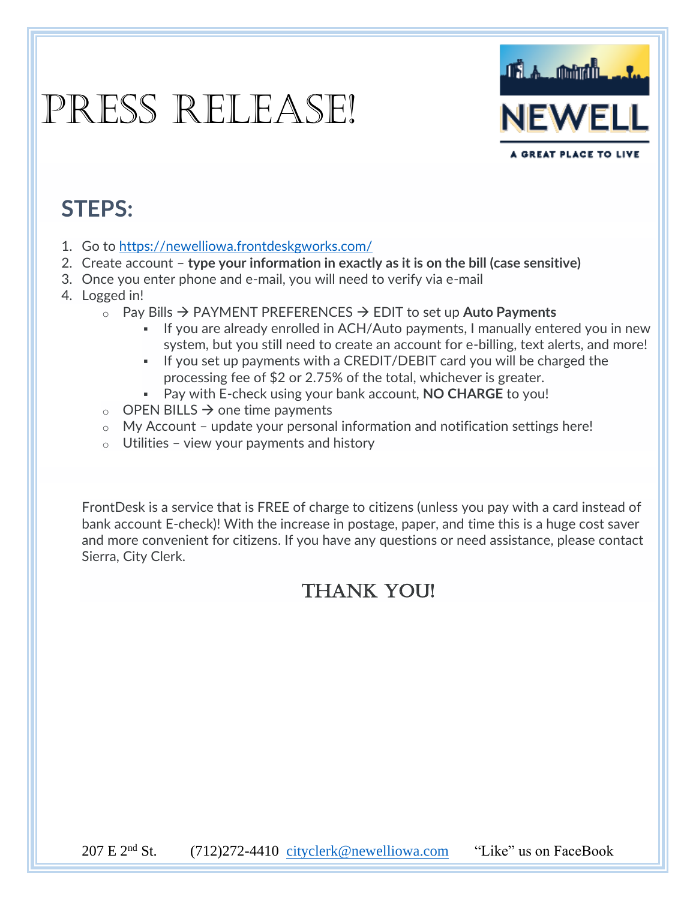# PRESS RELEASE!

NEWELL

A GREAT PLACE TO LIVE

## STEPS:

1. Go to https://newelliowa.frontdeskgworks.com/
2. Create account – **type your information in exactly as it is on the bill (case sensitive)**
3. Once you enter phone and e-mail, you will need to verify via e-mail
4. Logged in!
   - Pay Bills → PAYMENT PREFERENCES → EDIT to set up **Auto Payments**
     - If you are already enrolled in ACH/Auto payments, I manually entered you in new system, but you still need to create an account for e-billing, text alerts, and more!
     - If you set up payments with a CREDIT/DEBIT card you will be charged the processing fee of $2 or 2.75% of the total, whichever is greater.
     - Pay with E-check using your bank account, **NO CHARGE** to you!
   - OPEN BILLS → one time payments
   - My Account – update your personal information and notification settings here!
   - Utilities – view your payments and history

FrontDesk is a service that is FREE of charge to citizens (unless you pay with a card instead of bank account E-check)! With the increase in postage, paper, and time this is a huge cost saver and more convenient for citizens. If you have any questions or need assistance, please contact Sierra, City Clerk.

## THANK YOU!

207 E 2nd St. (712)272-4410 cityclerk@newelliowa.com "Like" us on FaceBook